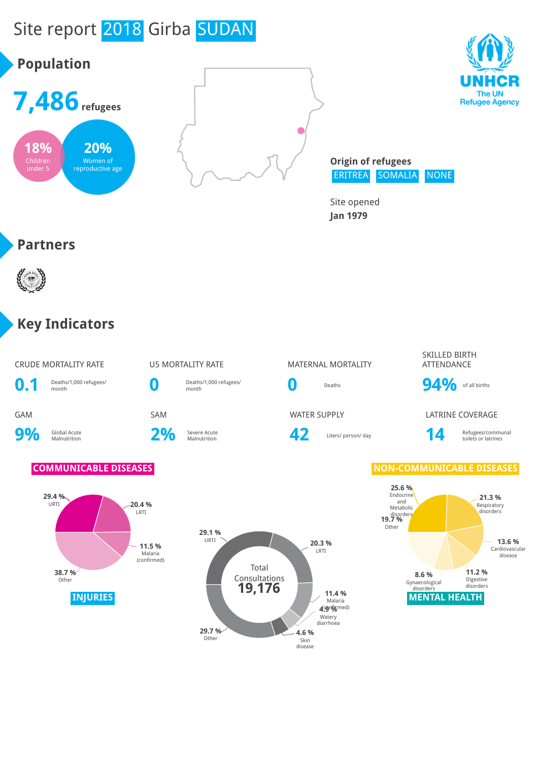# Site report 2018 Girba SUDAN

## Population

**7,486** refugees

- **18%** Children under 5
- **20%** Women of reproductive age

UNHCR The UN Refugee Agency

**Origin of refugees**

ERITREA SOMALIA NONE

Site opened
**Jan 1979**

## Partners

## Key Indicators

| CRUDE MORTALITY RATE | U5 MORTALITY RATE | MATERNAL MORTALITY | SKILLED BIRTH ATTENDANCE |
|---|---|---|---|
| **0.1** Deaths/1,000 refugees/ month | **0** Deaths/1,000 refugees/ month | **0** Deaths | **94%** of all births |

| GAM | SAM | WATER SUPPLY | LATRINE COVERAGE |
|---|---|---|---|
| **9%** Global Acute Malnutrition | **2%** Severe Acute Malnutrition | **42** Liters/ person/ day | **14** Refugees/communal toilets or latrines |

### COMMUNICABLE DISEASES

- 29.4 % URTI
- 20.4 % LRTI
- 11.5 % Malaria (confirmed)
- 38.7 % Other

### Total Consultations 19,176

- 29.1 % URTI
- 20.3 % LRTI
- 11.4 % Malaria (confirmed)
- 4.9 % Watery diarrhoea
- 4.6 % Skin disease
- 29.7 % Other

### NON-COMMUNICABLE DISEASES

- 25.6 % Endocrine and Metabolic disorders
- 21.3 % Respiratory disorders
- 13.6 % Cardiovascular disease
- 11.2 % Digestive disorders
- 8.6 % Gynaecological disorders
- 19.7 % Other

### INJURIES

### MENTAL HEALTH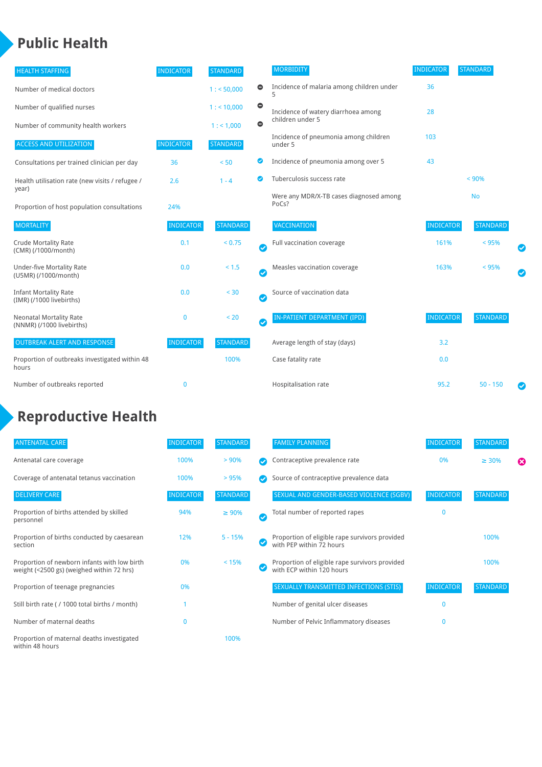# Public Health

| HEALTH STAFFING | INDICATOR | STANDARD |
| --- | --- | --- |
| Number of medical doctors | | 1 : < 50,000 |
| Number of qualified nurses | | 1 : < 10,000 |
| Number of community health workers | | 1 : < 1,000 |

| ACCESS AND UTILIZATION | INDICATOR | STANDARD |
| --- | --- | --- |
| Consultations per trained clinician per day | 36 | < 50 |
| Health utilisation rate (new visits / refugee / year) | 2.6 | 1 - 4 |
| Proportion of host population consultations | 24% | |

| MORTALITY | INDICATOR | STANDARD |
| --- | --- | --- |
| Crude Mortality Rate (CMR) (/1000/month) | 0.1 | < 0.75 |
| Under-five Mortality Rate (U5MR) (/1000/month) | 0.0 | < 1.5 |
| Infant Mortality Rate (IMR) (/1000 livebirths) | 0.0 | < 30 |
| Neonatal Mortality Rate (NNMR) (/1000 livebirths) | 0 | < 20 |

| OUTBREAK ALERT AND RESPONSE | INDICATOR | STANDARD |
| --- | --- | --- |
| Proportion of outbreaks investigated within 48 hours | | 100% |
| Number of outbreaks reported | 0 | |

| MORBIDITY | INDICATOR | STANDARD |
| --- | --- | --- |
| Incidence of malaria among children under 5 | 36 | |
| Incidence of watery diarrhoea among children under 5 | 28 | |
| Incidence of pneumonia among children under 5 | 103 | |
| Incidence of pneumonia among over 5 | 43 | |
| Tuberculosis success rate | | < 90% |
| Were any MDR/X-TB cases diagnosed among PoCs? | | No |

| VACCINATION | INDICATOR | STANDARD |
| --- | --- | --- |
| Full vaccination coverage | 161% | < 95% |
| Measles vaccination coverage | 163% | < 95% |
| Source of vaccination data | | |

| IN-PATIENT DEPARTMENT (IPD) | INDICATOR | STANDARD |
| --- | --- | --- |
| Average length of stay (days) | 3.2 | |
| Case fatality rate | 0.0 | |
| Hospitalisation rate | 95.2 | 50 - 150 |

# Reproductive Health

| ANTENATAL CARE | INDICATOR | STANDARD |
| --- | --- | --- |
| Antenatal care coverage | 100% | > 90% |
| Coverage of antenatal tetanus vaccination | 100% | > 95% |

| DELIVERY CARE | INDICATOR | STANDARD |
| --- | --- | --- |
| Proportion of births attended by skilled personnel | 94% | ≥ 90% |
| Proportion of births conducted by caesarean section | 12% | 5 - 15% |
| Proportion of newborn infants with low birth weight (<2500 gs) (weighed within 72 hrs) | 0% | < 15% |
| Proportion of teenage pregnancies | 0% | |
| Still birth rate ( / 1000 total births / month) | 1 | |
| Number of maternal deaths | 0 | |
| Proportion of maternal deaths investigated within 48 hours | | 100% |

| FAMILY PLANNING | INDICATOR | STANDARD |
| --- | --- | --- |
| Contraceptive prevalence rate | 0% | ≥ 30% |
| Source of contraceptive prevalence data | | |

| SEXUAL AND GENDER-BASED VIOLENCE (SGBV) | INDICATOR | STANDARD |
| --- | --- | --- |
| Total number of reported rapes | 0 | |
| Proportion of eligible rape survivors provided with PEP within 72 hours | | 100% |
| Proportion of eligible rape survivors provided with ECP within 120 hours | | 100% |

| SEXUALLY TRANSMITTED INFECTIONS (STIS) | INDICATOR | STANDARD |
| --- | --- | --- |
| Number of genital ulcer diseases | 0 | |
| Number of Pelvic Inflammatory diseases | 0 | |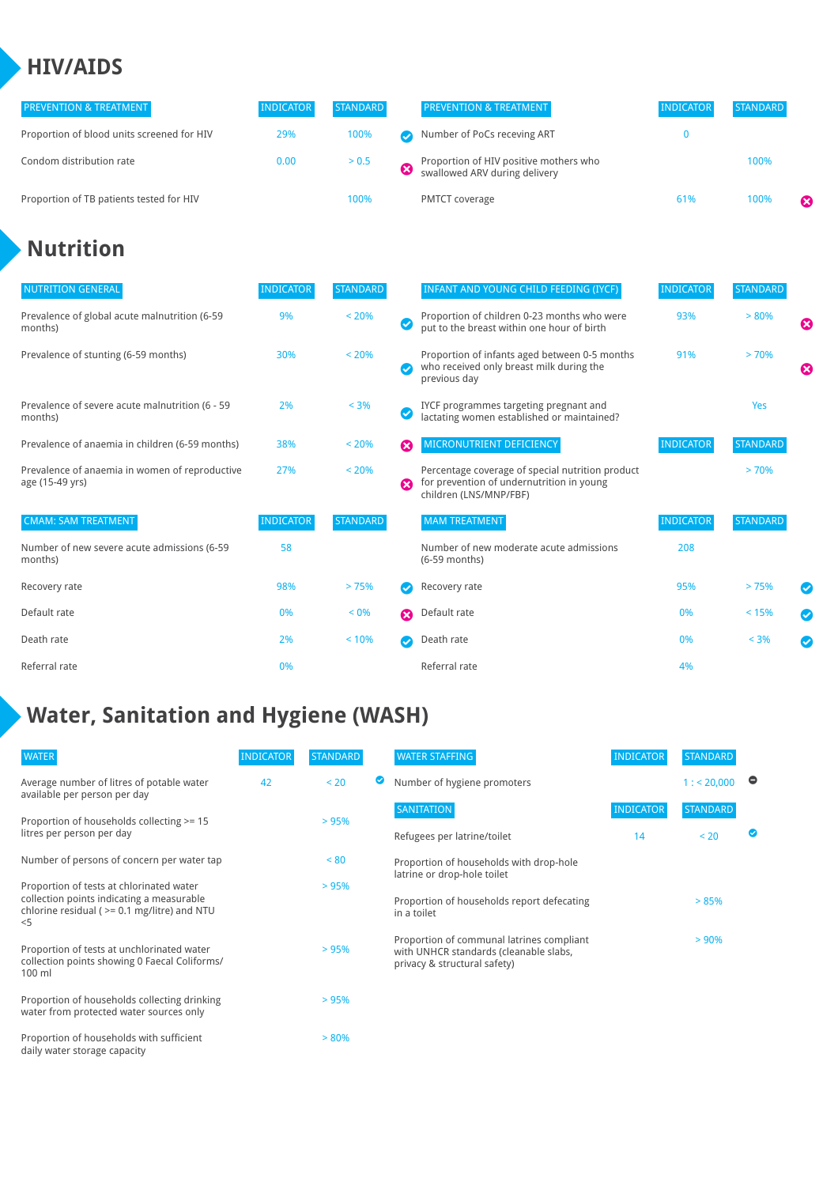# HIV/AIDS

| PREVENTION & TREATMENT | INDICATOR | STANDARD | |
|---|---|---|---|
| Proportion of blood units screened for HIV | 29% | 100% | ✔ |
| Condom distribution rate | 0.00 | > 0.5 | ✖ |
| Proportion of TB patients tested for HIV | | 100% | |

| PREVENTION & TREATMENT | INDICATOR | STANDARD | |
|---|---|---|---|
| Number of PoCs receving ART | 0 | | |
| Proportion of HIV positive mothers who swallowed ARV during delivery | | 100% | |
| PMTCT coverage | 61% | 100% | ✖ |

# Nutrition

| NUTRITION GENERAL | INDICATOR | STANDARD | |
|---|---|---|---|
| Prevalence of global acute malnutrition (6-59 months) | 9% | < 20% | ✔ |
| Prevalence of stunting (6-59 months) | 30% | < 20% | ✔ |
| Prevalence of severe acute malnutrition (6 - 59 months) | 2% | < 3% | ✔ |
| Prevalence of anaemia in children (6-59 months) | 38% | < 20% | ✖ |
| Prevalence of anaemia in women of reproductive age (15-49 yrs) | 27% | < 20% | ✖ |

| INFANT AND YOUNG CHILD FEEDING (IYCF) | INDICATOR | STANDARD | |
|---|---|---|---|
| Proportion of children 0-23 months who were put to the breast within one hour of birth | 93% | > 80% | ✖ |
| Proportion of infants aged between 0-5 months who received only breast milk during the previous day | 91% | > 70% | ✖ |
| IYCF programmes targeting pregnant and lactating women established or maintained? | | Yes | |

| MICRONUTRIENT DEFICIENCY | INDICATOR | STANDARD | |
|---|---|---|---|
| Percentage coverage of special nutrition product for prevention of undernutrition in young children (LNS/MNP/FBF) | | > 70% | |

| CMAM: SAM TREATMENT | INDICATOR | STANDARD | |
|---|---|---|---|
| Number of new severe acute admissions (6-59 months) | 58 | | |
| Recovery rate | 98% | > 75% | ✔ |
| Default rate | 0% | < 0% | ✖ |
| Death rate | 2% | < 10% | ✔ |
| Referral rate | 0% | | |

| MAM TREATMENT | INDICATOR | STANDARD | |
|---|---|---|---|
| Number of new moderate acute admissions (6-59 months) | 208 | | |
| Recovery rate | 95% | > 75% | ✔ |
| Default rate | 0% | < 15% | ✔ |
| Death rate | 0% | < 3% | ✔ |
| Referral rate | 4% | | |

# Water, Sanitation and Hygiene (WASH)

| WATER | INDICATOR | STANDARD | |
|---|---|---|---|
| Average number of litres of potable water available per person per day | 42 | < 20 | ✔ |
| Proportion of households collecting >= 15 litres per person per day | | > 95% | |
| Number of persons of concern per water tap | | < 80 | |
| Proportion of tests at chlorinated water collection points indicating a measurable chlorine residual ( >= 0.1 mg/litre) and NTU <5 | | > 95% | |
| Proportion of tests at unchlorinated water collection points showing 0 Faecal Coliforms/ 100 ml | | > 95% | |
| Proportion of households collecting drinking water from protected water sources only | | > 95% | |
| Proportion of households with sufficient daily water storage capacity | | > 80% | |

| WATER STAFFING | INDICATOR | STANDARD | |
|---|---|---|---|
| Number of hygiene promoters | | 1 : < 20,000 | ● |

| SANITATION | INDICATOR | STANDARD | |
|---|---|---|---|
| Refugees per latrine/toilet | 14 | < 20 | ✔ |
| Proportion of households with drop-hole latrine or drop-hole toilet | | | |
| Proportion of households report defecating in a toilet | | > 85% | |
| Proportion of communal latrines compliant with UNHCR standards (cleanable slabs, privacy & structural safety) | | > 90% | |